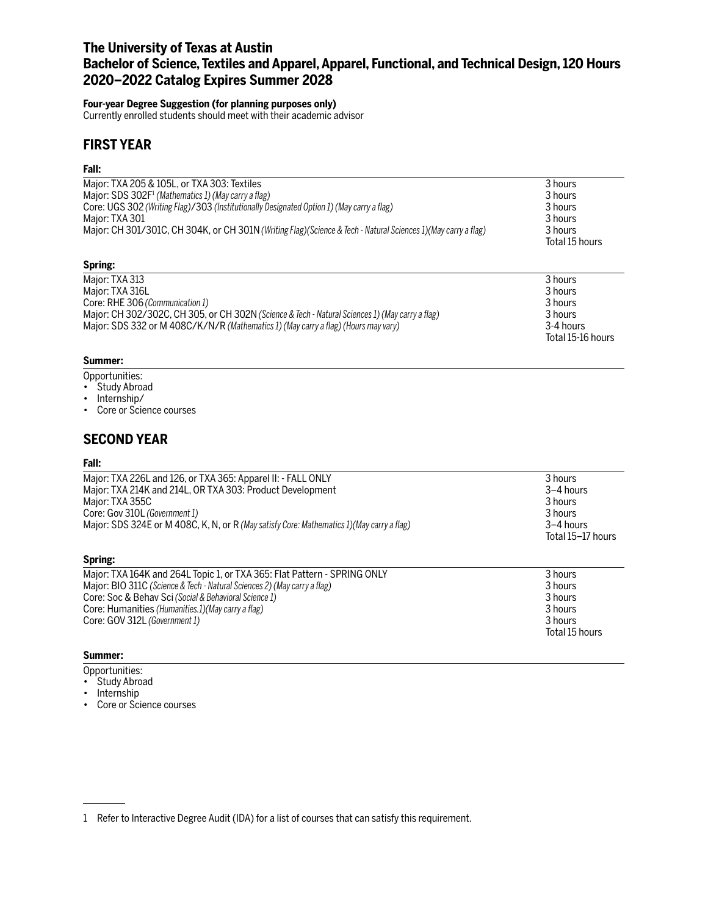# The University of Texas at Austin
# Bachelor of Science, Textiles and Apparel, Apparel, Functional, and Technical Design, 120 Hours
# 2020–2022 Catalog Expires Summer 2028

**Four-year Degree Suggestion (for planning purposes only)**
Currently enrolled students should meet with their academic advisor

## FIRST YEAR

### Fall:

| Course | Hours |
|---|---|
| Major: TXA 205 & 105L, or TXA 303: Textiles | 3 hours |
| Major: SDS 302F[1] *(Mathematics 1) (May carry a flag)* | 3 hours |
| Core: UGS 302 *(Writing Flag)*/303 *(Institutionally Designated Option 1) (May carry a flag)* | 3 hours |
| Major: TXA 301 | 3 hours |
| Major: CH 301/301C, CH 304K, or CH 301N *(Writing Flag)(Science & Tech - Natural Sciences 1)(May carry a flag)* | 3 hours |
| | Total 15 hours |

### Spring:

| Course | Hours |
|---|---|
| Major: TXA 313 | 3 hours |
| Major: TXA 316L | 3 hours |
| Core: RHE 306 *(Communication 1)* | 3 hours |
| Major: CH 302/302C, CH 305, or CH 302N *(Science & Tech - Natural Sciences 1) (May carry a flag)* | 3 hours |
| Major: SDS 332 or M 408C/K/N/R *(Mathematics 1) (May carry a flag) (Hours may vary)* | 3-4 hours |
| | Total 15-16 hours |

### Summer:

Opportunities:
- Study Abroad
- Internship/
- Core or Science courses

## SECOND YEAR

### Fall:

| Course | Hours |
|---|---|
| Major: TXA 226L and 126, or TXA 365: Apparel II: - FALL ONLY | 3 hours |
| Major: TXA 214K and 214L, OR TXA 303: Product Development | 3–4 hours |
| Major: TXA 355C | 3 hours |
| Core: Gov 310L *(Government 1)* | 3 hours |
| Major: SDS 324E or M 408C, K, N, or R *(May satisfy Core: Mathematics 1)(May carry a flag)* | 3–4 hours |
| | Total 15–17 hours |

### Spring:

| Course | Hours |
|---|---|
| Major: TXA 164K and 264L Topic 1, or TXA 365: Flat Pattern - SPRING ONLY | 3 hours |
| Major: BIO 311C *(Science & Tech - Natural Sciences 2) (May carry a flag)* | 3 hours |
| Core: Soc & Behav Sci *(Social & Behavioral Science 1)* | 3 hours |
| Core: Humanities *(Humanities.1)(May carry a flag)* | 3 hours |
| Core: GOV 312L *(Government 1)* | 3 hours |
| | Total 15 hours |

### Summer:

Opportunities:
- Study Abroad
- Internship
- Core or Science courses

---

1 Refer to Interactive Degree Audit (IDA) for a list of courses that can satisfy this requirement.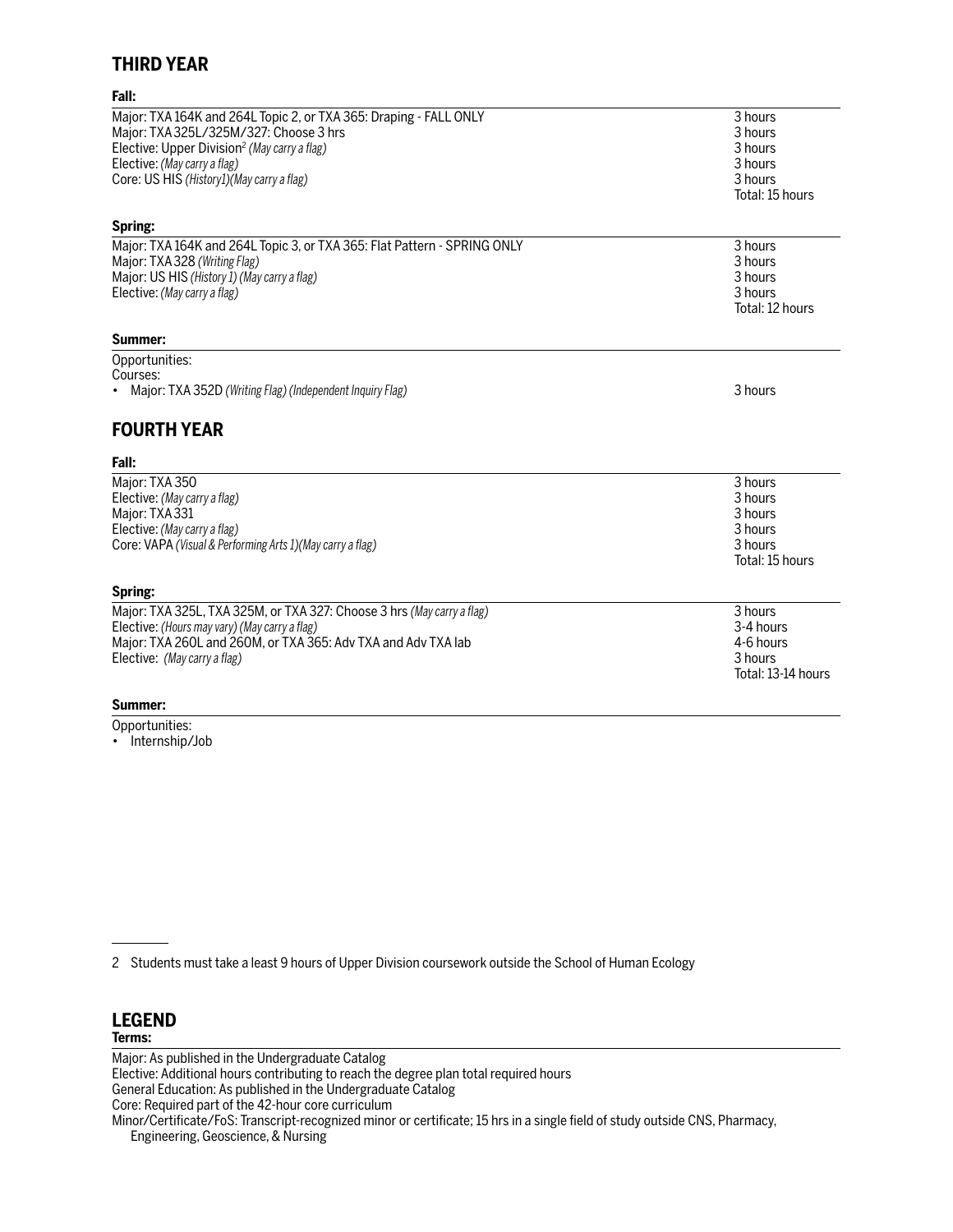## THIRD YEAR

**Fall:**

| | |
|---|---|
| Major: TXA 164K and 264L Topic 2, or TXA 365: Draping - FALL ONLY | 3 hours |
| Major: TXA 325L/325M/327: Choose 3 hrs | 3 hours |
| Elective: Upper Division[2] *(May carry a flag)* | 3 hours |
| Elective: *(May carry a flag)* | 3 hours |
| Core: US HIS *(History1)(May carry a flag)* | 3 hours |
| | Total: 15 hours |

**Spring:**

| | |
|---|---|
| Major: TXA 164K and 264L Topic 3, or TXA 365: Flat Pattern - SPRING ONLY | 3 hours |
| Major: TXA 328 *(Writing Flag)* | 3 hours |
| Major: US HIS *(History 1) (May carry a flag)* | 3 hours |
| Elective: *(May carry a flag)* | 3 hours |
| | Total: 12 hours |

**Summer:**

Opportunities:

Courses:

- Major: TXA 352D *(Writing Flag) (Independent Inquiry Flag)* — 3 hours

## FOURTH YEAR

**Fall:**

| | |
|---|---|
| Major: TXA 350 | 3 hours |
| Elective: *(May carry a flag)* | 3 hours |
| Major: TXA 331 | 3 hours |
| Elective: *(May carry a flag)* | 3 hours |
| Core: VAPA *(Visual & Performing Arts 1)(May carry a flag)* | 3 hours |
| | Total: 15 hours |

**Spring:**

| | |
|---|---|
| Major: TXA 325L, TXA 325M, or TXA 327: Choose 3 hrs *(May carry a flag)* | 3 hours |
| Elective: *(Hours may vary) (May carry a flag)* | 3-4 hours |
| Major: TXA 260L and 260M, or TXA 365: Adv TXA and Adv TXA lab | 4-6 hours |
| Elective: *(May carry a flag)* | 3 hours |
| | Total: 13-14 hours |

**Summer:**

Opportunities:

- Internship/Job

2 Students must take a least 9 hours of Upper Division coursework outside the School of Human Ecology

## LEGEND

**Terms:**

Major: As published in the Undergraduate Catalog

Elective: Additional hours contributing to reach the degree plan total required hours

General Education: As published in the Undergraduate Catalog

Core: Required part of the 42-hour core curriculum

Minor/Certificate/FoS: Transcript-recognized minor or certificate; 15 hrs in a single field of study outside CNS, Pharmacy, Engineering, Geoscience, & Nursing